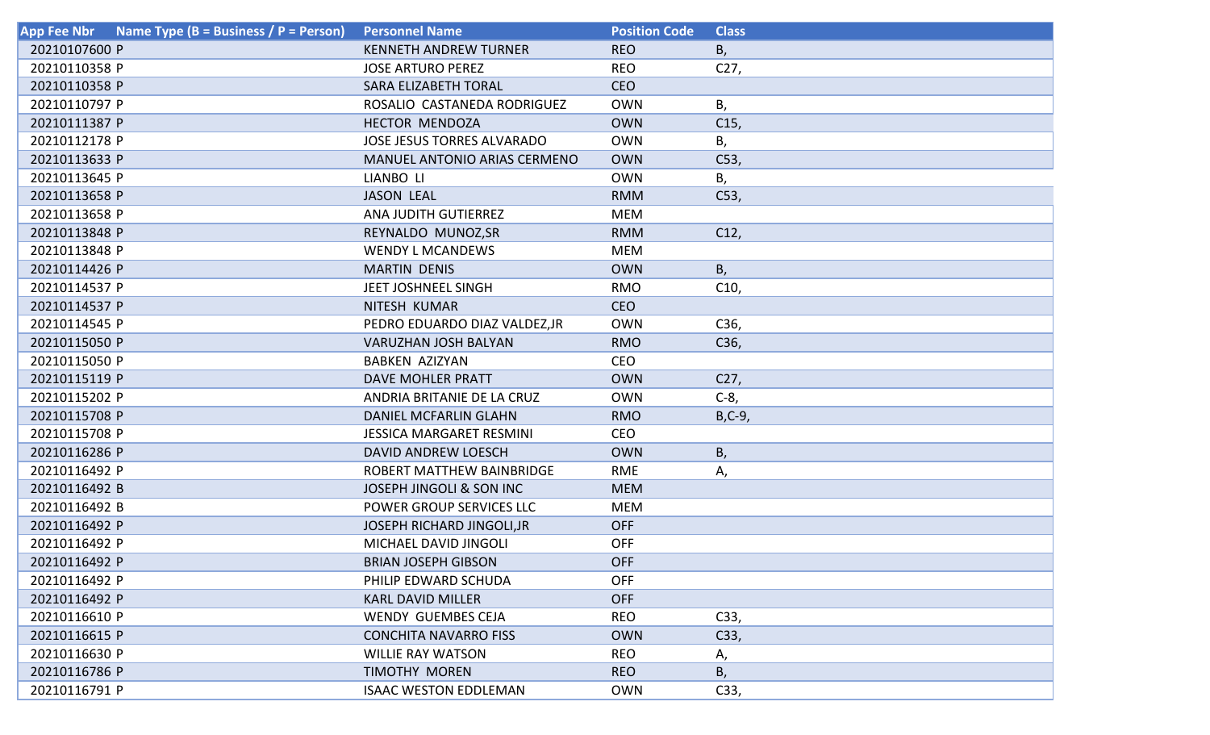| App Fee Nbr | Name Type (B = Business / P = Person) | Personnel Name | Position Code | Class |
|---|---|---|---|---|
| 20210107600 | P | KENNETH ANDREW TURNER | REO | B, |
| 20210110358 | P | JOSE ARTURO PEREZ | REO | C27, |
| 20210110358 | P | SARA ELIZABETH TORAL | CEO | |
| 20210110797 | P | ROSALIO  CASTANEDA RODRIGUEZ | OWN | B, |
| 20210111387 | P | HECTOR  MENDOZA | OWN | C15, |
| 20210112178 | P | JOSE JESUS TORRES ALVARADO | OWN | B, |
| 20210113633 | P | MANUEL ANTONIO ARIAS CERMENO | OWN | C53, |
| 20210113645 | P | LIANBO  LI | OWN | B, |
| 20210113658 | P | JASON  LEAL | RMM | C53, |
| 20210113658 | P | ANA JUDITH GUTIERREZ | MEM | |
| 20210113848 | P | REYNALDO  MUNOZ,SR | RMM | C12, |
| 20210113848 | P | WENDY L MCANDEWS | MEM | |
| 20210114426 | P | MARTIN  DENIS | OWN | B, |
| 20210114537 | P | JEET JOSHNEEL SINGH | RMO | C10, |
| 20210114537 | P | NITESH  KUMAR | CEO | |
| 20210114545 | P | PEDRO EDUARDO DIAZ VALDEZ,JR | OWN | C36, |
| 20210115050 | P | VARUZHAN JOSH BALYAN | RMO | C36, |
| 20210115050 | P | BABKEN  AZIZYAN | CEO | |
| 20210115119 | P | DAVE MOHLER PRATT | OWN | C27, |
| 20210115202 | P | ANDRIA BRITANIE DE LA CRUZ | OWN | C-8, |
| 20210115708 | P | DANIEL MCFARLIN GLAHN | RMO | B,C-9, |
| 20210115708 | P | JESSICA MARGARET RESMINI | CEO | |
| 20210116286 | P | DAVID ANDREW LOESCH | OWN | B, |
| 20210116492 | P | ROBERT MATTHEW BAINBRIDGE | RME | A, |
| 20210116492 | B | JOSEPH JINGOLI & SON INC | MEM | |
| 20210116492 | B | POWER GROUP SERVICES LLC | MEM | |
| 20210116492 | P | JOSEPH RICHARD JINGOLI,JR | OFF | |
| 20210116492 | P | MICHAEL DAVID JINGOLI | OFF | |
| 20210116492 | P | BRIAN JOSEPH GIBSON | OFF | |
| 20210116492 | P | PHILIP EDWARD SCHUDA | OFF | |
| 20210116492 | P | KARL DAVID MILLER | OFF | |
| 20210116610 | P | WENDY  GUEMBES CEJA | REO | C33, |
| 20210116615 | P | CONCHITA NAVARRO FISS | OWN | C33, |
| 20210116630 | P | WILLIE RAY WATSON | REO | A, |
| 20210116786 | P | TIMOTHY  MOREN | REO | B, |
| 20210116791 | P | ISAAC WESTON EDDLEMAN | OWN | C33, |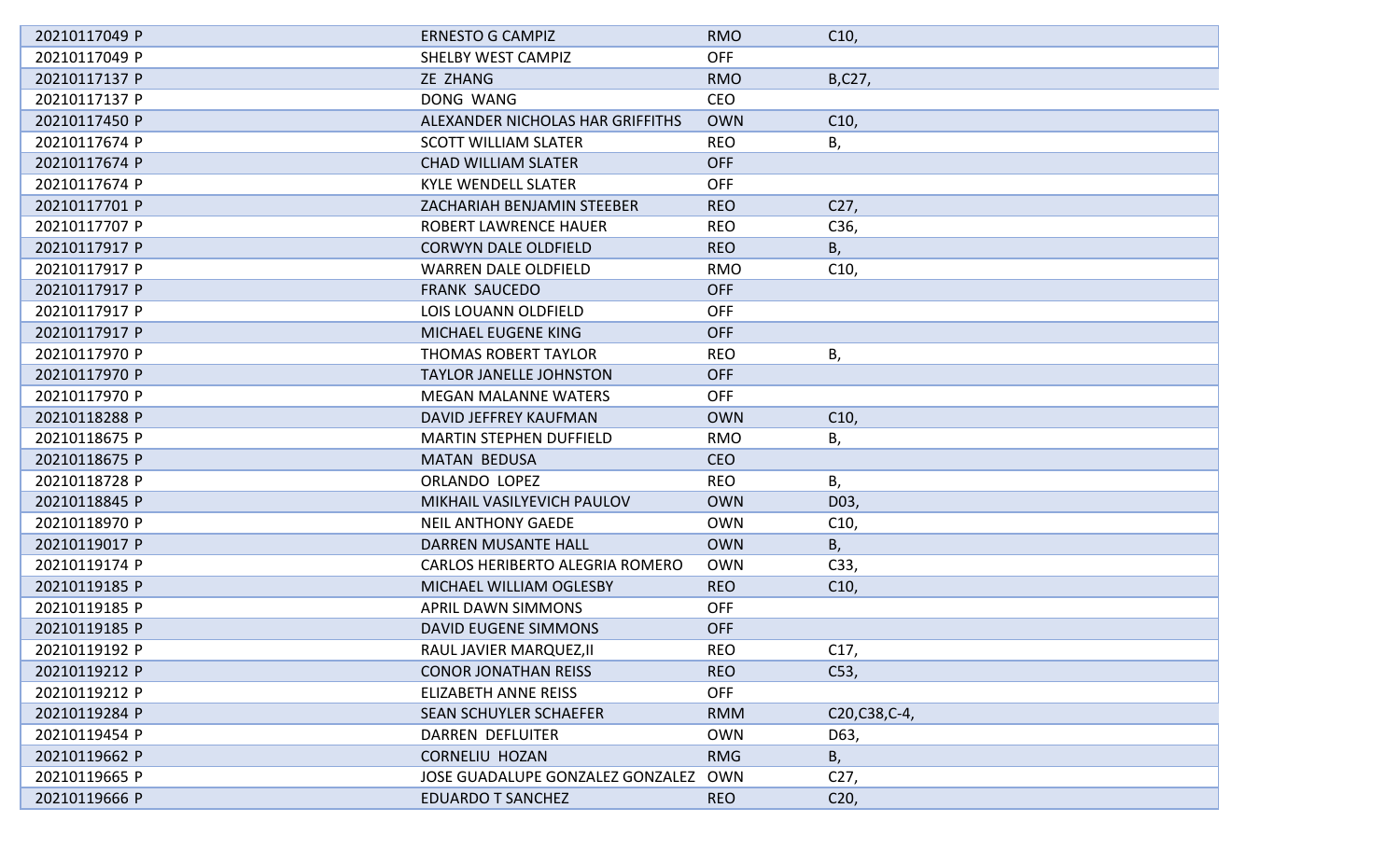| | | | |
|---|---|---|---|
| 20210117049 P | ERNESTO G CAMPIZ | RMO | C10, |
| 20210117049 P | SHELBY WEST CAMPIZ | OFF | |
| 20210117137 P | ZE ZHANG | RMO | B,C27, |
| 20210117137 P | DONG WANG | CEO | |
| 20210117450 P | ALEXANDER NICHOLAS HAR GRIFFITHS | OWN | C10, |
| 20210117674 P | SCOTT WILLIAM SLATER | REO | B, |
| 20210117674 P | CHAD WILLIAM SLATER | OFF | |
| 20210117674 P | KYLE WENDELL SLATER | OFF | |
| 20210117701 P | ZACHARIAH BENJAMIN STEEBER | REO | C27, |
| 20210117707 P | ROBERT LAWRENCE HAUER | REO | C36, |
| 20210117917 P | CORWYN DALE OLDFIELD | REO | B, |
| 20210117917 P | WARREN DALE OLDFIELD | RMO | C10, |
| 20210117917 P | FRANK SAUCEDO | OFF | |
| 20210117917 P | LOIS LOUANN OLDFIELD | OFF | |
| 20210117917 P | MICHAEL EUGENE KING | OFF | |
| 20210117970 P | THOMAS ROBERT TAYLOR | REO | B, |
| 20210117970 P | TAYLOR JANELLE JOHNSTON | OFF | |
| 20210117970 P | MEGAN MALANNE WATERS | OFF | |
| 20210118288 P | DAVID JEFFREY KAUFMAN | OWN | C10, |
| 20210118675 P | MARTIN STEPHEN DUFFIELD | RMO | B, |
| 20210118675 P | MATAN BEDUSA | CEO | |
| 20210118728 P | ORLANDO LOPEZ | REO | B, |
| 20210118845 P | MIKHAIL VASILYEVICH PAULOV | OWN | D03, |
| 20210118970 P | NEIL ANTHONY GAEDE | OWN | C10, |
| 20210119017 P | DARREN MUSANTE HALL | OWN | B, |
| 20210119174 P | CARLOS HERIBERTO ALEGRIA ROMERO | OWN | C33, |
| 20210119185 P | MICHAEL WILLIAM OGLESBY | REO | C10, |
| 20210119185 P | APRIL DAWN SIMMONS | OFF | |
| 20210119185 P | DAVID EUGENE SIMMONS | OFF | |
| 20210119192 P | RAUL JAVIER MARQUEZ,II | REO | C17, |
| 20210119212 P | CONOR JONATHAN REISS | REO | C53, |
| 20210119212 P | ELIZABETH ANNE REISS | OFF | |
| 20210119284 P | SEAN SCHUYLER SCHAEFER | RMM | C20,C38,C-4, |
| 20210119454 P | DARREN DEFLUITER | OWN | D63, |
| 20210119662 P | CORNELIU HOZAN | RMG | B, |
| 20210119665 P | JOSE GUADALUPE GONZALEZ GONZALEZ | OWN | C27, |
| 20210119666 P | EDUARDO T SANCHEZ | REO | C20, |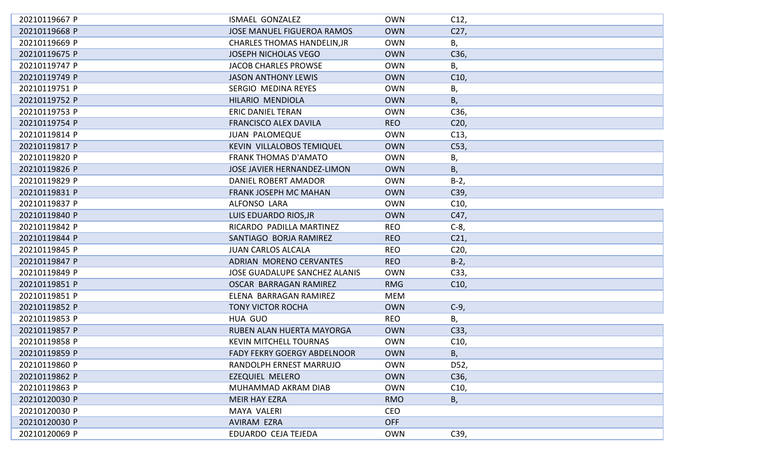| | | | |
|---|---|---|---|
| 20210119667 P | ISMAEL GONZALEZ | OWN | C12, |
| 20210119668 P | JOSE MANUEL FIGUEROA RAMOS | OWN | C27, |
| 20210119669 P | CHARLES THOMAS HANDELIN,JR | OWN | B, |
| 20210119675 P | JOSEPH NICHOLAS VEGO | OWN | C36, |
| 20210119747 P | JACOB CHARLES PROWSE | OWN | B, |
| 20210119749 P | JASON ANTHONY LEWIS | OWN | C10, |
| 20210119751 P | SERGIO MEDINA REYES | OWN | B, |
| 20210119752 P | HILARIO MENDIOLA | OWN | B, |
| 20210119753 P | ERIC DANIEL TERAN | OWN | C36, |
| 20210119754 P | FRANCISCO ALEX DAVILA | REO | C20, |
| 20210119814 P | JUAN PALOMEQUE | OWN | C13, |
| 20210119817 P | KEVIN VILLALOBOS TEMIQUEL | OWN | C53, |
| 20210119820 P | FRANK THOMAS D'AMATO | OWN | B, |
| 20210119826 P | JOSE JAVIER HERNANDEZ-LIMON | OWN | B, |
| 20210119829 P | DANIEL ROBERT AMADOR | OWN | B-2, |
| 20210119831 P | FRANK JOSEPH MC MAHAN | OWN | C39, |
| 20210119837 P | ALFONSO LARA | OWN | C10, |
| 20210119840 P | LUIS EDUARDO RIOS,JR | OWN | C47, |
| 20210119842 P | RICARDO PADILLA MARTINEZ | REO | C-8, |
| 20210119844 P | SANTIAGO BORJA RAMIREZ | REO | C21, |
| 20210119845 P | JUAN CARLOS ALCALA | REO | C20, |
| 20210119847 P | ADRIAN MORENO CERVANTES | REO | B-2, |
| 20210119849 P | JOSE GUADALUPE SANCHEZ ALANIS | OWN | C33, |
| 20210119851 P | OSCAR BARRAGAN RAMIREZ | RMG | C10, |
| 20210119851 P | ELENA BARRAGAN RAMIREZ | MEM | |
| 20210119852 P | TONY VICTOR ROCHA | OWN | C-9, |
| 20210119853 P | HUA GUO | REO | B, |
| 20210119857 P | RUBEN ALAN HUERTA MAYORGA | OWN | C33, |
| 20210119858 P | KEVIN MITCHELL TOURNAS | OWN | C10, |
| 20210119859 P | FADY FEKRY GOERGY ABDELNOOR | OWN | B, |
| 20210119860 P | RANDOLPH ERNEST MARRUJO | OWN | D52, |
| 20210119862 P | EZEQUIEL MELERO | OWN | C36, |
| 20210119863 P | MUHAMMAD AKRAM DIAB | OWN | C10, |
| 20210120030 P | MEIR HAY EZRA | RMO | B, |
| 20210120030 P | MAYA VALERI | CEO | |
| 20210120030 P | AVIRAM EZRA | OFF | |
| 20210120069 P | EDUARDO CEJA TEJEDA | OWN | C39, |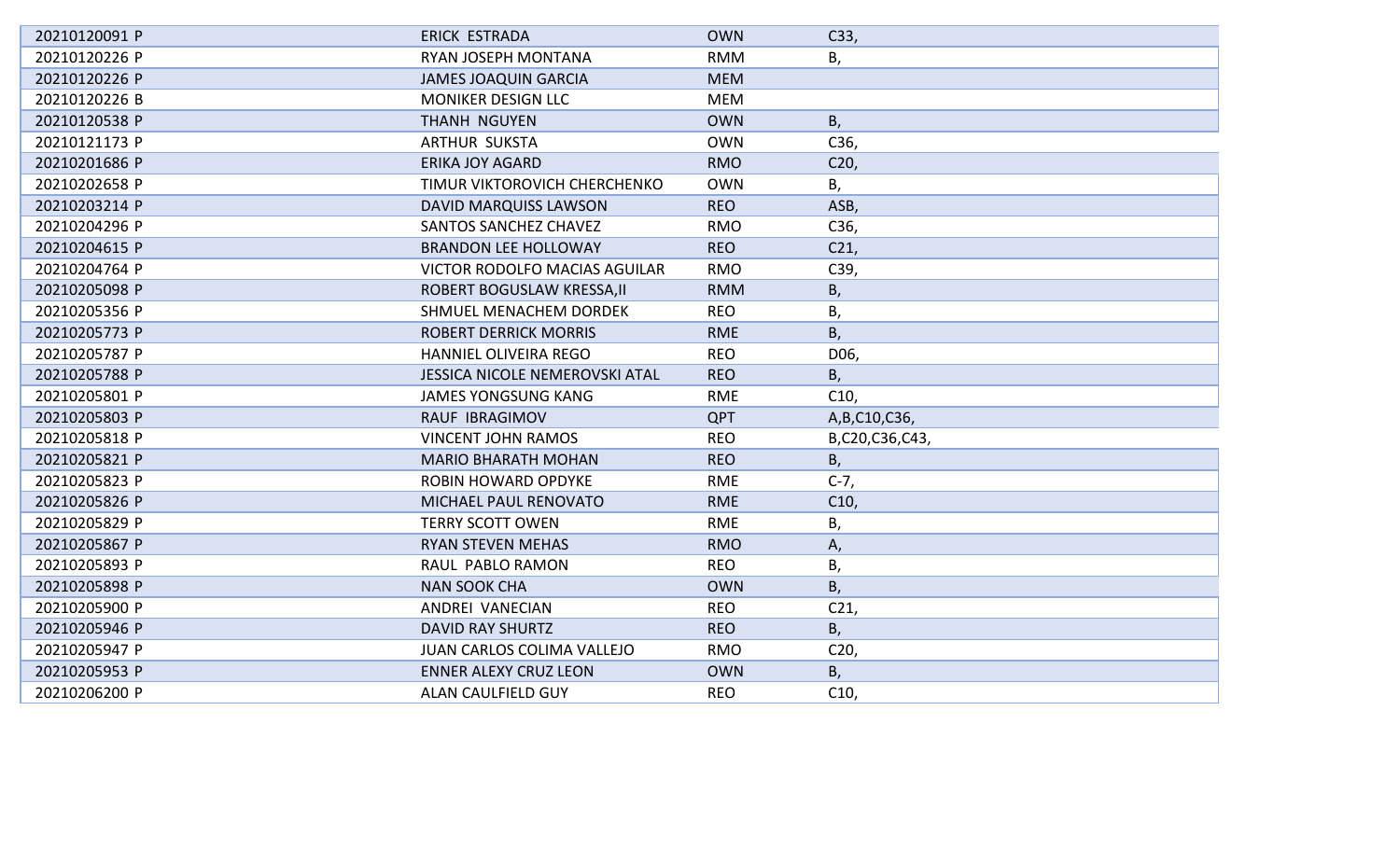| | | | |
|---|---|---|---|
| 20210120091 P | ERICK ESTRADA | OWN | C33, |
| 20210120226 P | RYAN JOSEPH MONTANA | RMM | B, |
| 20210120226 P | JAMES JOAQUIN GARCIA | MEM | |
| 20210120226 B | MONIKER DESIGN LLC | MEM | |
| 20210120538 P | THANH NGUYEN | OWN | B, |
| 20210121173 P | ARTHUR SUKSTA | OWN | C36, |
| 20210201686 P | ERIKA JOY AGARD | RMO | C20, |
| 20210202658 P | TIMUR VIKTOROVICH CHERCHENKO | OWN | B, |
| 20210203214 P | DAVID MARQUISS LAWSON | REO | ASB, |
| 20210204296 P | SANTOS SANCHEZ CHAVEZ | RMO | C36, |
| 20210204615 P | BRANDON LEE HOLLOWAY | REO | C21, |
| 20210204764 P | VICTOR RODOLFO MACIAS AGUILAR | RMO | C39, |
| 20210205098 P | ROBERT BOGUSLAW KRESSA,II | RMM | B, |
| 20210205356 P | SHMUEL MENACHEM DORDEK | REO | B, |
| 20210205773 P | ROBERT DERRICK MORRIS | RME | B, |
| 20210205787 P | HANNIEL OLIVEIRA REGO | REO | D06, |
| 20210205788 P | JESSICA NICOLE NEMEROVSKI ATAL | REO | B, |
| 20210205801 P | JAMES YONGSUNG KANG | RME | C10, |
| 20210205803 P | RAUF IBRAGIMOV | QPT | A,B,C10,C36, |
| 20210205818 P | VINCENT JOHN RAMOS | REO | B,C20,C36,C43, |
| 20210205821 P | MARIO BHARATH MOHAN | REO | B, |
| 20210205823 P | ROBIN HOWARD OPDYKE | RME | C-7, |
| 20210205826 P | MICHAEL PAUL RENOVATO | RME | C10, |
| 20210205829 P | TERRY SCOTT OWEN | RME | B, |
| 20210205867 P | RYAN STEVEN MEHAS | RMO | A, |
| 20210205893 P | RAUL PABLO RAMON | REO | B, |
| 20210205898 P | NAN SOOK CHA | OWN | B, |
| 20210205900 P | ANDREI VANECIAN | REO | C21, |
| 20210205946 P | DAVID RAY SHURTZ | REO | B, |
| 20210205947 P | JUAN CARLOS COLIMA VALLEJO | RMO | C20, |
| 20210205953 P | ENNER ALEXY CRUZ LEON | OWN | B, |
| 20210206200 P | ALAN CAULFIELD GUY | REO | C10, |